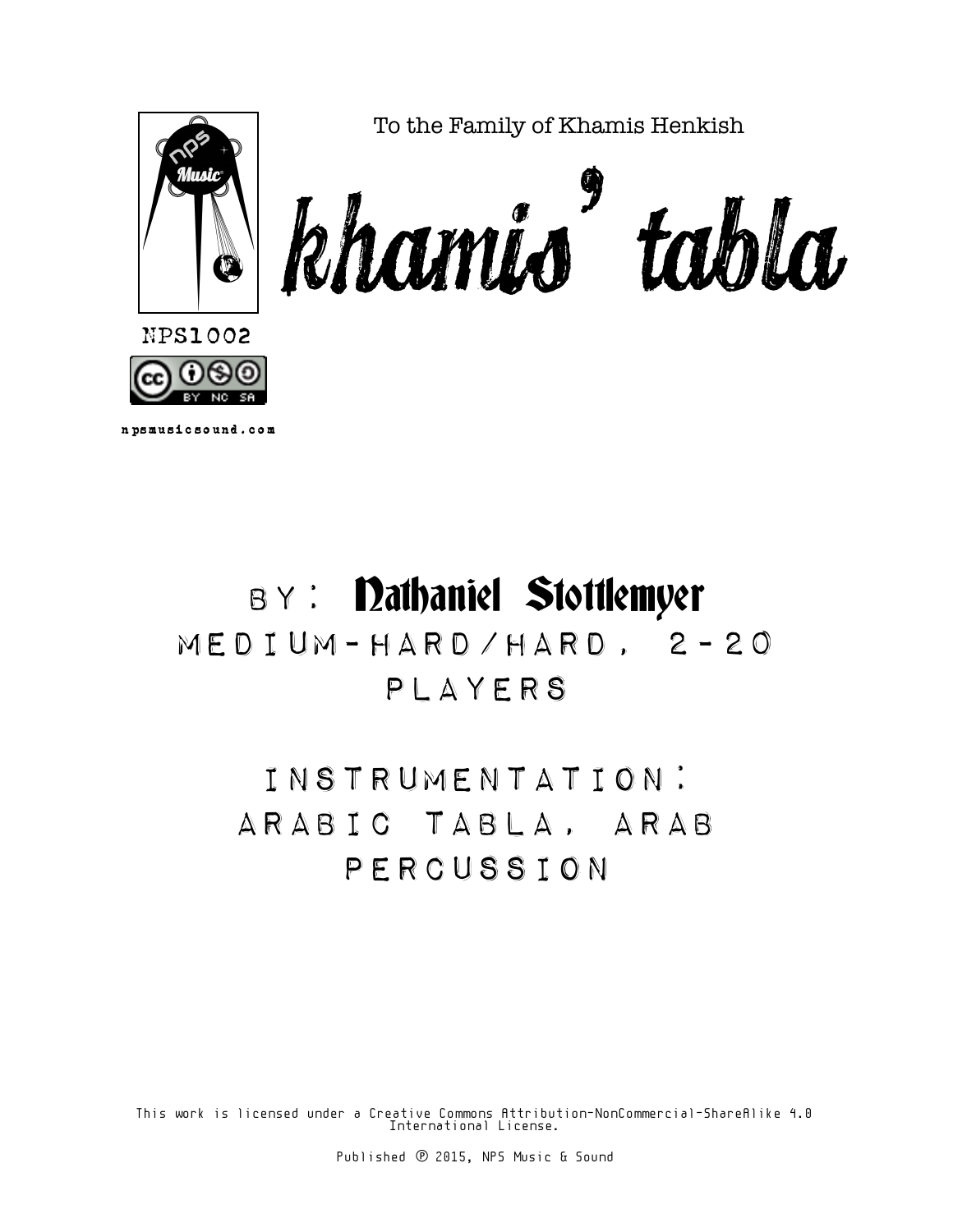To the Family of Khamis Henkish

# khamis' tabla

NPS1002

npsmusicsound.com

## BY: Nathaniel Stottlemyer

MEDIUM-HARD/HARD, 2-20 PLAYERS

INSTRUMENTATION: ARABIC TABLA, ARAB PERCUSSION

This work is licensed under a Creative Commons Attribution-NonCommercial-ShareAlike 4.0 International License.

Published ℗ 2015, NPS Music & Sound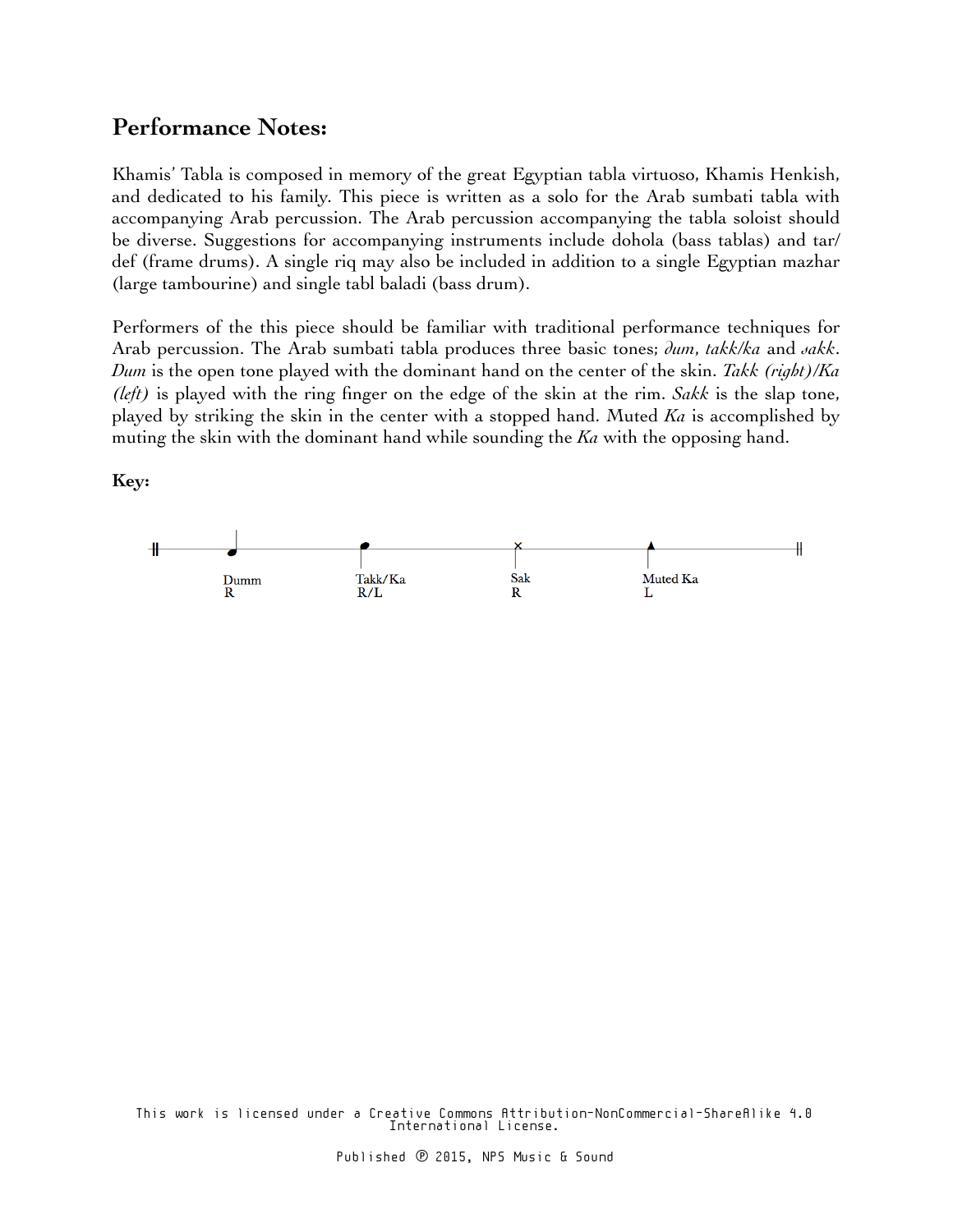## Performance Notes:

Khamis' Tabla is composed in memory of the great Egyptian tabla virtuoso, Khamis Henkish, and dedicated to his family. This piece is written as a solo for the Arab sumbati tabla with accompanying Arab percussion. The Arab percussion accompanying the tabla soloist should be diverse. Suggestions for accompanying instruments include dohola (bass tablas) and tar/def (frame drums). A single riq may also be included in addition to a single Egyptian mazhar (large tambourine) and single tabl baladi (bass drum).

Performers of the this piece should be familiar with traditional performance techniques for Arab percussion. The Arab sumbati tabla produces three basic tones; *dum*, *takk/ka* and *sakk*. *Dum* is the open tone played with the dominant hand on the center of the skin. *Takk (right)/Ka (left)* is played with the ring finger on the edge of the skin at the rim. *Sakk* is the slap tone, played by striking the skin in the center with a stopped hand. Muted *Ka* is accomplished by muting the skin with the dominant hand while sounding the *Ka* with the opposing hand.

**Key:**

| Dumm | Takk/Ka | Sak | Muted Ka |
|---|---|---|---|
| R | R/L | R | L |

This work is licensed under a Creative Commons Attribution-NonCommercial-ShareAlike 4.0 International License.

Published ℗ 2015, NPS Music & Sound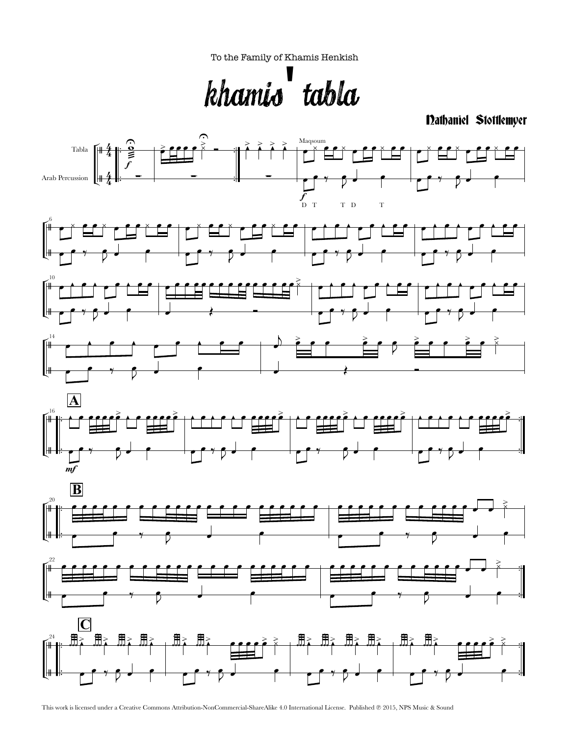To the Family of Khamis Henkish

# khamis' tabla

**Nathaniel Stottlemyer**

Tabla

Arab Percussion

Maqsoum

D T T D T

**A**

**B**

**C**

This work is licensed under a Creative Commons Attribution-NonCommercial-ShareAlike 4.0 International License. Published ℗ 2015, NPS Music & Sound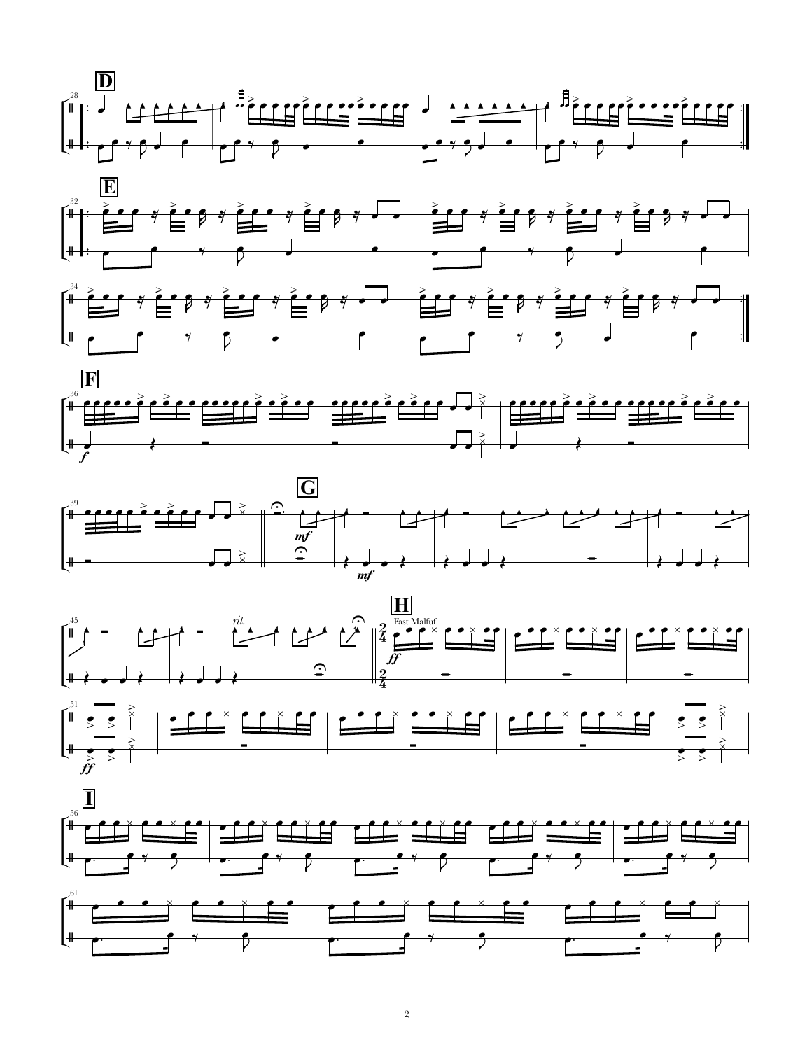**D**

**E**

**F**

**G**

**H**

Fast Malfuf

**I**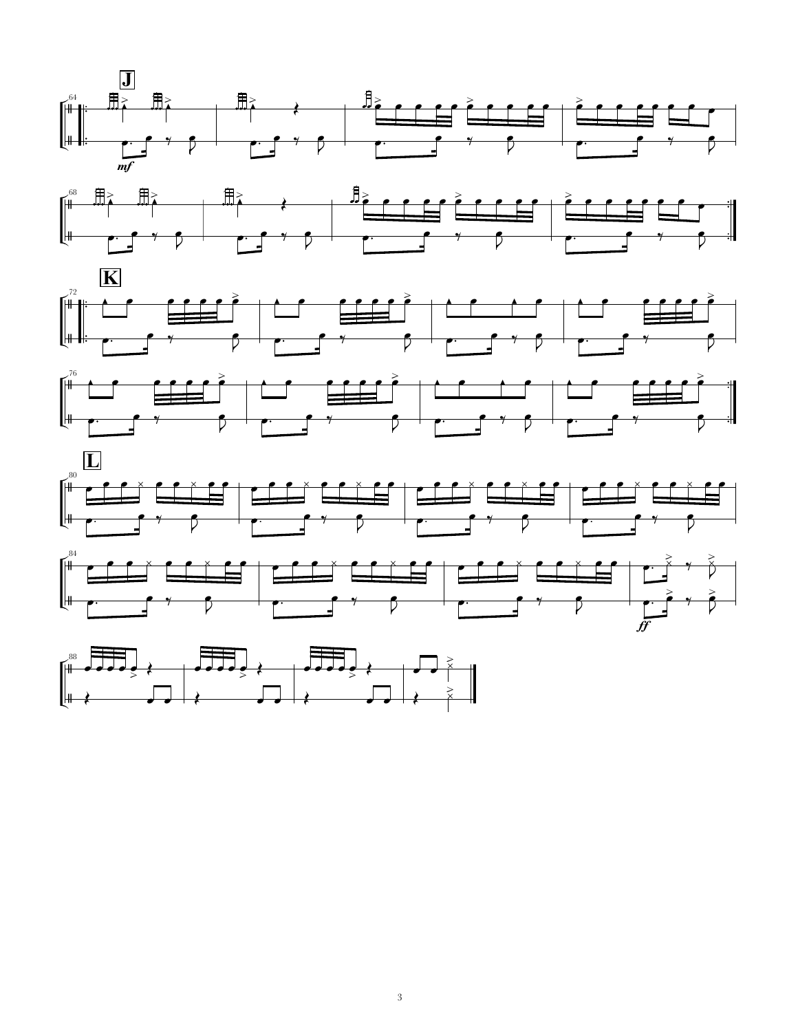**J**

*mf*

**K**

**L**

*ff*